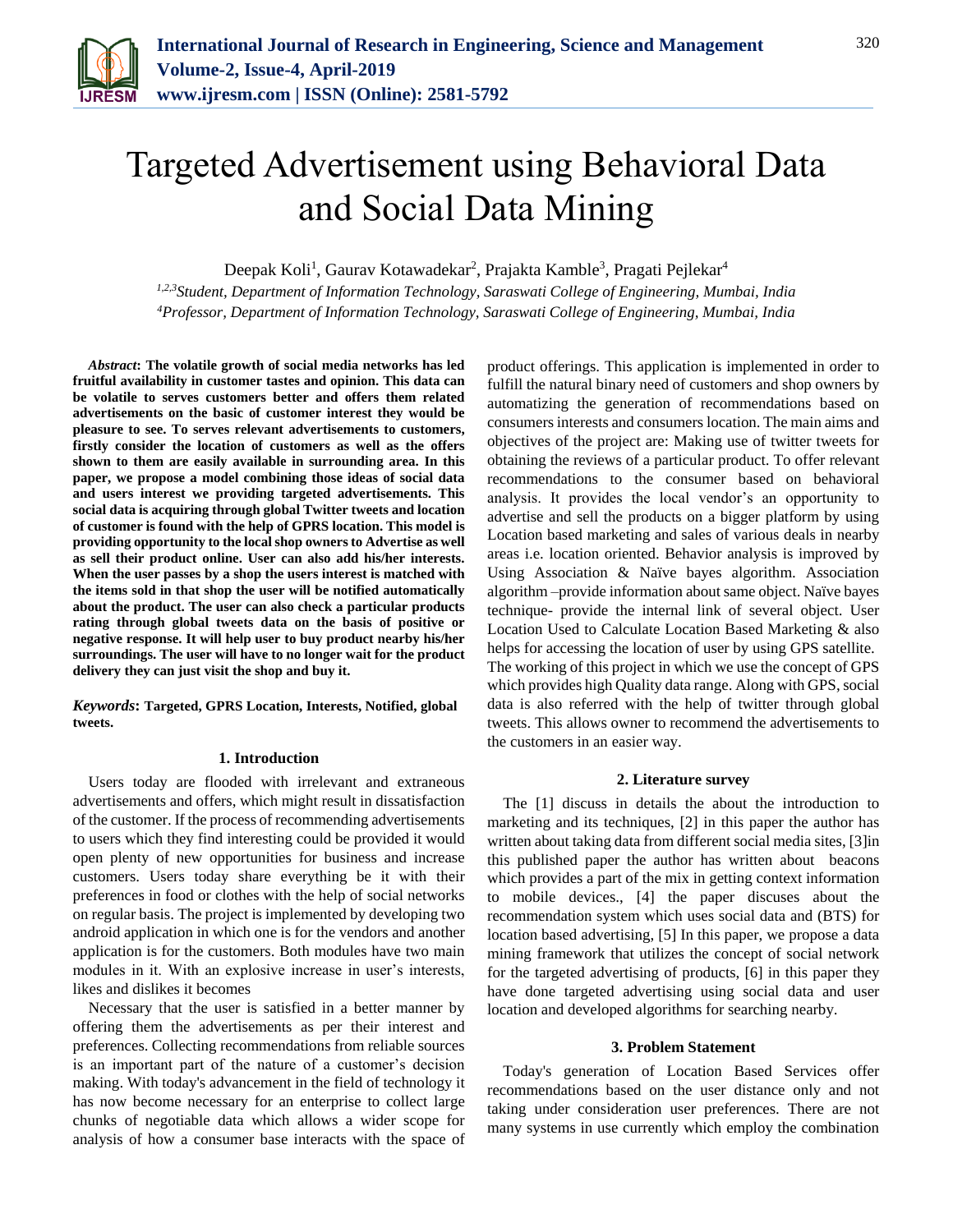# Targeted Advertisement using Behavioral Data and Social Data Mining

Deepak Koli[1], Gaurav Kotawadekar[2], Prajakta Kamble[3], Pragati Pejlekar[4]

*[1,2,3]Student, Department of Information Technology, Saraswati College of Engineering, Mumbai, India*
*[4]Professor, Department of Information Technology, Saraswati College of Engineering, Mumbai, India*

***Abstract*: The volatile growth of social media networks has led fruitful availability in customer tastes and opinion. This data can be volatile to serves customers better and offers them related advertisements on the basic of customer interest they would be pleasure to see. To serves relevant advertisements to customers, firstly consider the location of customers as well as the offers shown to them are easily available in surrounding area. In this paper, we propose a model combining those ideas of social data and users interest we providing targeted advertisements. This social data is acquiring through global Twitter tweets and location of customer is found with the help of GPRS location. This model is providing opportunity to the local shop owners to Advertise as well as sell their product online. User can also add his/her interests. When the user passes by a shop the users interest is matched with the items sold in that shop the user will be notified automatically about the product. The user can also check a particular products rating through global tweets data on the basis of positive or negative response. It will help user to buy product nearby his/her surroundings. The user will have to no longer wait for the product delivery they can just visit the shop and buy it.**

***Keywords*: Targeted, GPRS Location, Interests, Notified, global tweets.**

## 1. Introduction

Users today are flooded with irrelevant and extraneous advertisements and offers, which might result in dissatisfaction of the customer. If the process of recommending advertisements to users which they find interesting could be provided it would open plenty of new opportunities for business and increase customers. Users today share everything be it with their preferences in food or clothes with the help of social networks on regular basis. The project is implemented by developing two android application in which one is for the vendors and another application is for the customers. Both modules have two main modules in it. With an explosive increase in user's interests, likes and dislikes it becomes

Necessary that the user is satisfied in a better manner by offering them the advertisements as per their interest and preferences. Collecting recommendations from reliable sources is an important part of the nature of a customer's decision making. With today's advancement in the field of technology it has now become necessary for an enterprise to collect large chunks of negotiable data which allows a wider scope for analysis of how a consumer base interacts with the space of product offerings. This application is implemented in order to fulfill the natural binary need of customers and shop owners by automatizing the generation of recommendations based on consumers interests and consumers location. The main aims and objectives of the project are: Making use of twitter tweets for obtaining the reviews of a particular product. To offer relevant recommendations to the consumer based on behavioral analysis. It provides the local vendor's an opportunity to advertise and sell the products on a bigger platform by using Location based marketing and sales of various deals in nearby areas i.e. location oriented. Behavior analysis is improved by Using Association & Naïve bayes algorithm. Association algorithm –provide information about same object. Naïve bayes technique- provide the internal link of several object. User Location Used to Calculate Location Based Marketing & also helps for accessing the location of user by using GPS satellite. The working of this project in which we use the concept of GPS which provides high Quality data range. Along with GPS, social data is also referred with the help of twitter through global tweets. This allows owner to recommend the advertisements to the customers in an easier way.

## 2. Literature survey

The [1] discuss in details the about the introduction to marketing and its techniques, [2] in this paper the author has written about taking data from different social media sites, [3]in this published paper the author has written about beacons which provides a part of the mix in getting context information to mobile devices., [4] the paper discuses about the recommendation system which uses social data and (BTS) for location based advertising, [5] In this paper, we propose a data mining framework that utilizes the concept of social network for the targeted advertising of products, [6] in this paper they have done targeted advertising using social data and user location and developed algorithms for searching nearby.

## 3. Problem Statement

Today's generation of Location Based Services offer recommendations based on the user distance only and not taking under consideration user preferences. There are not many systems in use currently which employ the combination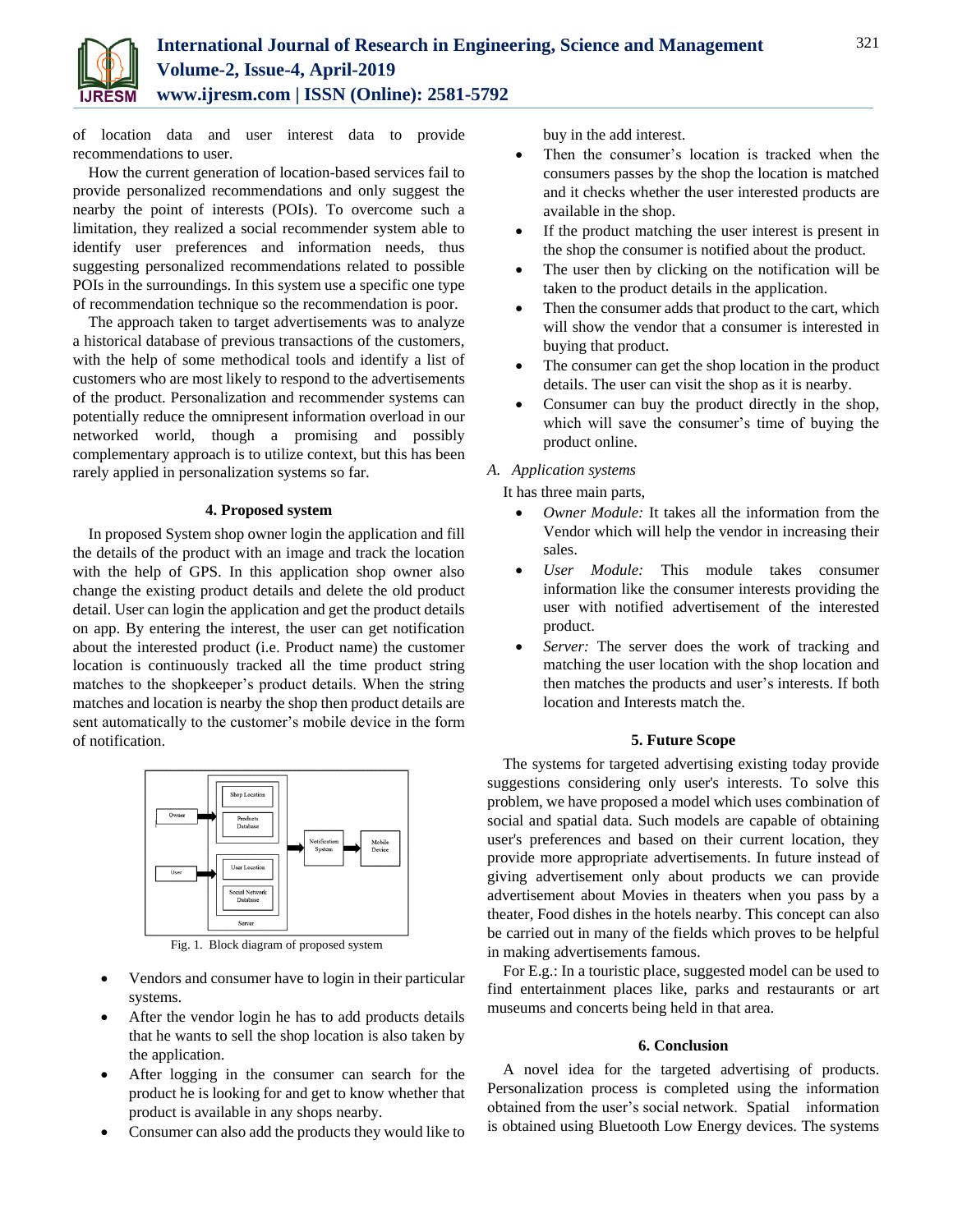of location data and user interest data to provide recommendations to user.

How the current generation of location-based services fail to provide personalized recommendations and only suggest the nearby the point of interests (POIs). To overcome such a limitation, they realized a social recommender system able to identify user preferences and information needs, thus suggesting personalized recommendations related to possible POIs in the surroundings. In this system use a specific one type of recommendation technique so the recommendation is poor.

The approach taken to target advertisements was to analyze a historical database of previous transactions of the customers, with the help of some methodical tools and identify a list of customers who are most likely to respond to the advertisements of the product. Personalization and recommender systems can potentially reduce the omnipresent information overload in our networked world, though a promising and possibly complementary approach is to utilize context, but this has been rarely applied in personalization systems so far.

## 4. Proposed system

In proposed System shop owner login the application and fill the details of the product with an image and track the location with the help of GPS. In this application shop owner also change the existing product details and delete the old product detail. User can login the application and get the product details on app. By entering the interest, the user can get notification about the interested product (i.e. Product name) the customer location is continuously tracked all the time product string matches to the shopkeeper's product details. When the string matches and location is nearby the shop then product details are sent automatically to the customer's mobile device in the form of notification.

Fig. 1. Block diagram of proposed system

- Vendors and consumer have to login in their particular systems.
- After the vendor login he has to add products details that he wants to sell the shop location is also taken by the application.
- After logging in the consumer can search for the product he is looking for and get to know whether that product is available in any shops nearby.
- Consumer can also add the products they would like to buy in the add interest.
- Then the consumer's location is tracked when the consumers passes by the shop the location is matched and it checks whether the user interested products are available in the shop.
- If the product matching the user interest is present in the shop the consumer is notified about the product.
- The user then by clicking on the notification will be taken to the product details in the application.
- Then the consumer adds that product to the cart, which will show the vendor that a consumer is interested in buying that product.
- The consumer can get the shop location in the product details. The user can visit the shop as it is nearby.
- Consumer can buy the product directly in the shop, which will save the consumer's time of buying the product online.

### *A. Application systems*

It has three main parts,

- *Owner Module:* It takes all the information from the Vendor which will help the vendor in increasing their sales.
- *User Module:* This module takes consumer information like the consumer interests providing the user with notified advertisement of the interested product.
- *Server:* The server does the work of tracking and matching the user location with the shop location and then matches the products and user's interests. If both location and Interests match the.

## 5. Future Scope

The systems for targeted advertising existing today provide suggestions considering only user's interests. To solve this problem, we have proposed a model which uses combination of social and spatial data. Such models are capable of obtaining user's preferences and based on their current location, they provide more appropriate advertisements. In future instead of giving advertisement only about products we can provide advertisement about Movies in theaters when you pass by a theater, Food dishes in the hotels nearby. This concept can also be carried out in many of the fields which proves to be helpful in making advertisements famous.

For E.g.: In a touristic place, suggested model can be used to find entertainment places like, parks and restaurants or art museums and concerts being held in that area.

## 6. Conclusion

A novel idea for the targeted advertising of products. Personalization process is completed using the information obtained from the user's social network. Spatial information is obtained using Bluetooth Low Energy devices. The systems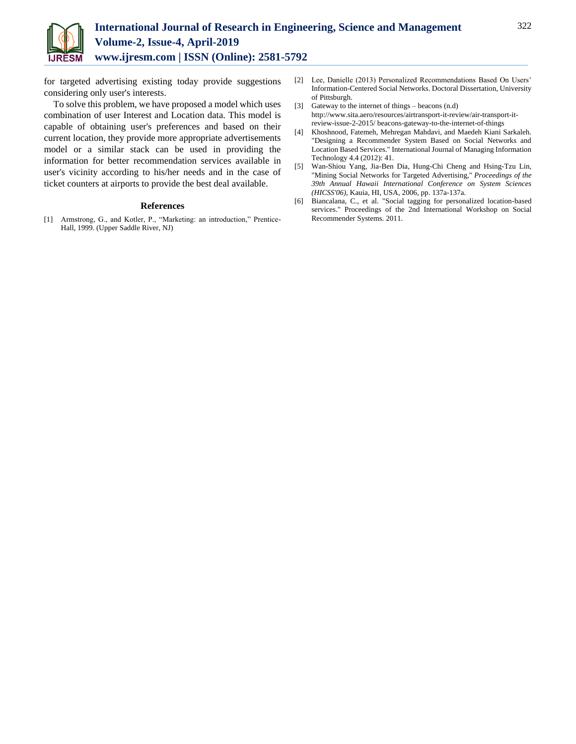for targeted advertising existing today provide suggestions considering only user's interests.

To solve this problem, we have proposed a model which uses combination of user Interest and Location data. This model is capable of obtaining user's preferences and based on their current location, they provide more appropriate advertisements model or a similar stack can be used in providing the information for better recommendation services available in user's vicinity according to his/her needs and in the case of ticket counters at airports to provide the best deal available.

## References

[1] Armstrong, G., and Kotler, P., "Marketing: an introduction," Prentice-Hall, 1999. (Upper Saddle River, NJ)

[2] Lee, Danielle (2013) Personalized Recommendations Based On Users' Information-Centered Social Networks. Doctoral Dissertation, University of Pittsburgh.

[3] Gateway to the internet of things – beacons (n.d) http://www.sita.aero/resources/airtransport-it-review/air-transport-it-review-issue-2-2015/ beacons-gateway-to-the-internet-of-things

[4] Khoshnood, Fatemeh, Mehregan Mahdavi, and Maedeh Kiani Sarkaleh. "Designing a Recommender System Based on Social Networks and Location Based Services." International Journal of Managing Information Technology 4.4 (2012): 41.

[5] Wan-Shiou Yang, Jia-Ben Dia, Hung-Chi Cheng and Hsing-Tzu Lin, "Mining Social Networks for Targeted Advertising," *Proceedings of the 39th Annual Hawaii International Conference on System Sciences (HICSS'06)*, Kauia, HI, USA, 2006, pp. 137a-137a.

[6] Biancalana, C., et al. "Social tagging for personalized location-based services." Proceedings of the 2nd International Workshop on Social Recommender Systems. 2011.